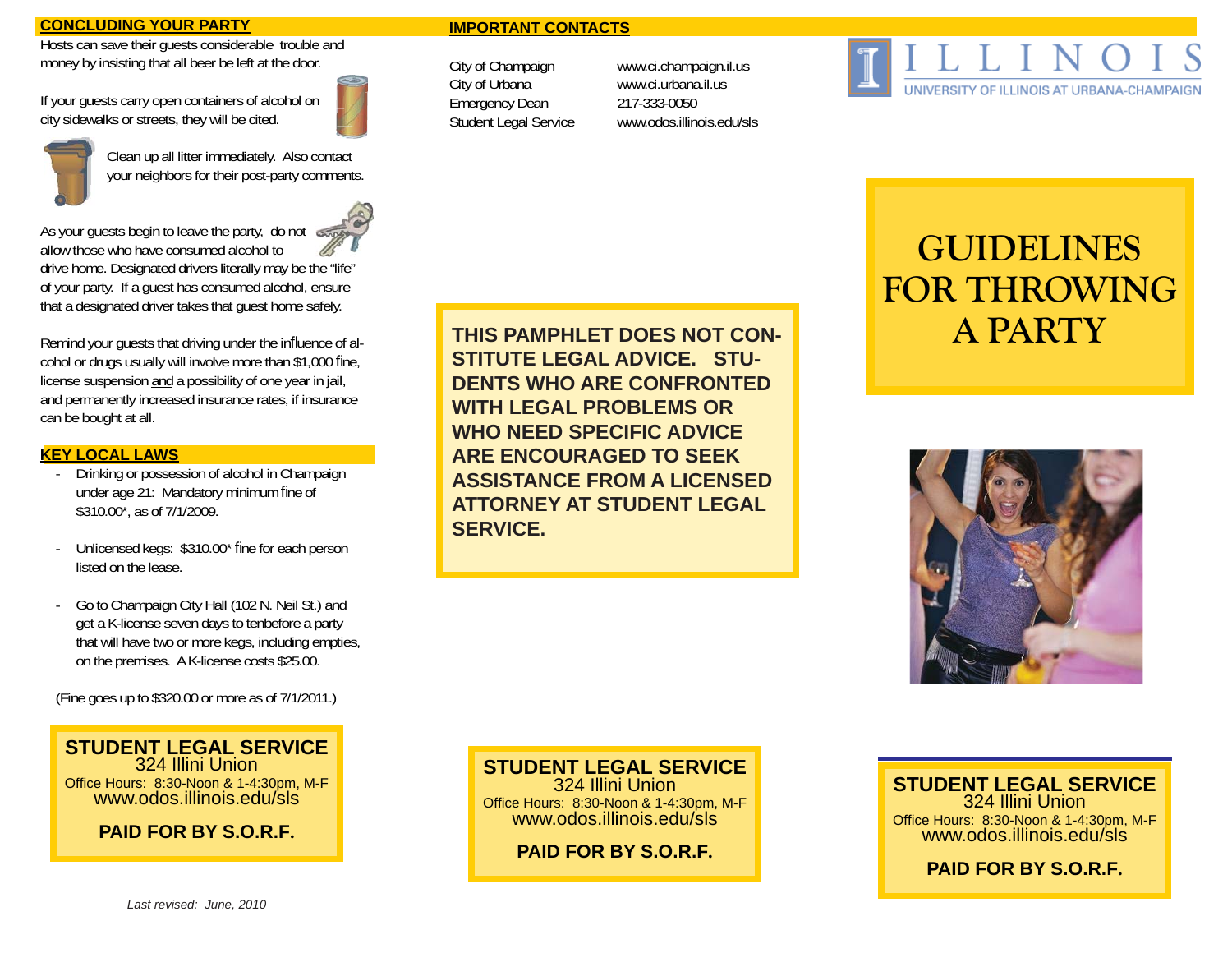## CONCLUDING YOUR PARTY

Hosts can save their guests considerable trouble and money by insisting that all beer be left at the door.

If your guests carry open containers of alcohol on city sidewalks or streets, they will be cited.

Clean up all litter immediately. Also contact your neighbors for their post-party comments.

As your guests begin to leave the party, do not allow those who have consumed alcohol to drive home. Designated drivers literally may be the "life" of your party. If a guest has consumed alcohol, ensure that a designated driver takes that guest home safely.

Remind your guests that driving under the influence of alcohol or drugs usually will involve more than $1,000 fine, license suspension and a possibility of one year in jail, and permanently increased insurance rates, if insurance can be bought at all.

## KEY LOCAL LAWS

- Drinking or possession of alcohol in Champaign under age 21: Mandatory minimum fine of $310.00*, as of 7/1/2009.
- Unlicensed kegs: $310.00* fine for each person listed on the lease.
- Go to Champaign City Hall (102 N. Neil St.) and get a K-license seven days to tenbefore a party that will have two or more kegs, including empties, on the premises. A K-license costs $25.00.

(Fine goes up to $320.00 or more as of 7/1/2011.)

**STUDENT LEGAL SERVICE**
324 Illini Union
Office Hours: 8:30-Noon & 1-4:30pm, M-F
www.odos.illinois.edu/sls

**PAID FOR BY S.O.R.F.**

*Last revised: June, 2010*

## IMPORTANT CONTACTS

| | |
|---|---|
| City of Champaign | www.ci.champaign.il.us |
| City of Urbana | www.ci.urbana.il.us |
| Emergency Dean | 217-333-0050 |
| Student Legal Service | www.odos.illinois.edu/sls |

**THIS PAMPHLET DOES NOT CONSTITUTE LEGAL ADVICE. STUDENTS WHO ARE CONFRONTED WITH LEGAL PROBLEMS OR WHO NEED SPECIFIC ADVICE ARE ENCOURAGED TO SEEK ASSISTANCE FROM A LICENSED ATTORNEY AT STUDENT LEGAL SERVICE.**

**STUDENT LEGAL SERVICE**
324 Illini Union
Office Hours: 8:30-Noon & 1-4:30pm, M-F
www.odos.illinois.edu/sls

**PAID FOR BY S.O.R.F.**

ILLINOIS
UNIVERSITY OF ILLINOIS AT URBANA-CHAMPAIGN

# GUIDELINES FOR THROWING A PARTY

**STUDENT LEGAL SERVICE**
324 Illini Union
Office Hours: 8:30-Noon & 1-4:30pm, M-F
www.odos.illinois.edu/sls

**PAID FOR BY S.O.R.F.**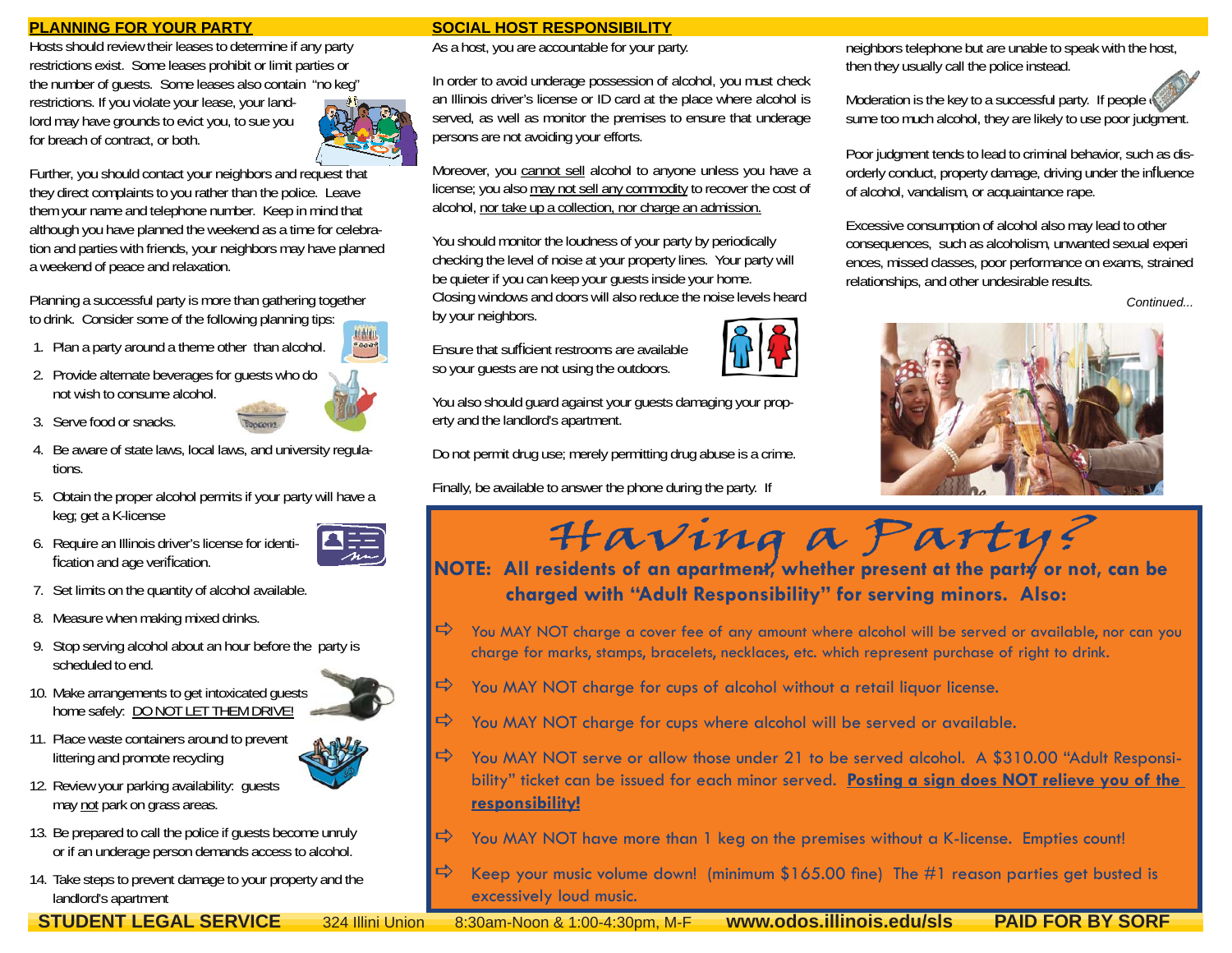## PLANNING FOR YOUR PARTY

Hosts should review their leases to determine if any party restrictions exist. Some leases prohibit or limit parties or the number of guests. Some leases also contain "no keg" restrictions. If you violate your lease, your landlord may have grounds to evict you, to sue you for breach of contract, or both.

Further, you should contact your neighbors and request that they direct complaints to you rather than the police. Leave them your name and telephone number. Keep in mind that although you have planned the weekend as a time for celebration and parties with friends, your neighbors may have planned a weekend of peace and relaxation.

Planning a successful party is more than gathering together to drink. Consider some of the following planning tips:

1. Plan a party around a theme other than alcohol.
2. Provide alternate beverages for guests who do not wish to consume alcohol.
3. Serve food or snacks.
4. Be aware of state laws, local laws, and university regulations.
5. Obtain the proper alcohol permits if your party will have a keg; get a K-license
6. Require an Illinois driver's license for identification and age verification.
7. Set limits on the quantity of alcohol available.
8. Measure when making mixed drinks.
9. Stop serving alcohol about an hour before the party is scheduled to end.
10. Make arrangements to get intoxicated guests home safely: DO NOT LET THEM DRIVE!
11. Place waste containers around to prevent littering and promote recycling
12. Review your parking availability: guests may not park on grass areas.
13. Be prepared to call the police if guests become unruly or if an underage person demands access to alcohol.
14. Take steps to prevent damage to your property and the landlord's apartment

## SOCIAL HOST RESPONSIBILITY

As a host, you are accountable for your party.

In order to avoid underage possession of alcohol, you must check an Illinois driver's license or ID card at the place where alcohol is served, as well as monitor the premises to ensure that underage persons are not avoiding your efforts.

Moreover, you cannot sell alcohol to anyone unless you have a license; you may not sell any commodity to recover the cost of alcohol, nor take up a collection, nor charge an admission.

You should monitor the loudness of your party by periodically checking the level of noise at your property lines. Your party will be quieter if you can keep your guests inside your home. Closing windows and doors will also reduce the noise levels heard by your neighbors.

Ensure that sufficient restrooms are available so your guests are not using the outdoors.

You also should guard against your guests damaging your property and the landlord's apartment.

Do not permit drug use; merely permitting drug abuse is a crime.

Finally, be available to answer the phone during the party. If neighbors telephone but are unable to speak with the host, then they usually call the police instead.

Moderation is the key to a successful party. If people consume too much alcohol, they are likely to use poor judgment.

Poor judgment tends to lead to criminal behavior, such as disorderly conduct, property damage, driving under the influence of alcohol, vandalism, or acquaintance rape.

Excessive consumption of alcohol also may lead to other consequences, such as alcoholism, unwanted sexual experiences, missed classes, poor performance on exams, strained relationships, and other undesirable results.

*Continued...*

## Having a Party?

**NOTE: All residents of an apartment, whether present at the party or not, can be charged with "Adult Responsibility" for serving minors. Also:**

- You MAY NOT charge a cover fee of any amount where alcohol will be served or available, nor can you charge for marks, stamps, bracelets, necklaces, etc. which represent purchase of right to drink.
- You MAY NOT charge for cups of alcohol without a retail liquor license.
- You MAY NOT charge for cups where alcohol will be served or available.
- You MAY NOT serve or allow those under 21 to be served alcohol. A $310.00 "Adult Responsibility" ticket can be issued for each minor served. **Posting a sign does NOT relieve you of the responsibility!**
- You MAY NOT have more than 1 keg on the premises without a K-license. Empties count!
- Keep your music volume down! (minimum $165.00 fine) The #1 reason parties get busted is excessively loud music.

**STUDENT LEGAL SERVICE** 324 Illini Union 8:30am-Noon & 1:00-4:30pm, M-F **www.odos.illinois.edu/sls** **PAID FOR BY SORF**